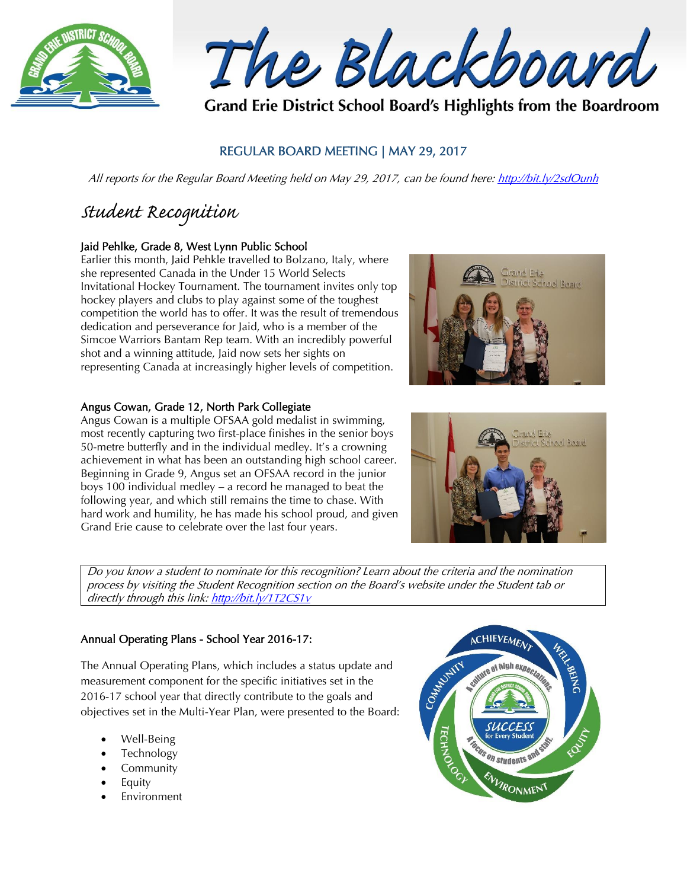# The Blackboard

**Grand Erie District School Board's Highlights from the Boardroom**

## REGULAR BOARD MEETING | MAY 29, 2017

*All reports for the Regular Board Meeting held on May 29, 2017, can be found here: http://bit.ly/2sdOunh*

## Student Recognition

### Jaid Pehlke, Grade 8, West Lynn Public School

Earlier this month, Jaid Pehkle travelled to Bolzano, Italy, where she represented Canada in the Under 15 World Selects Invitational Hockey Tournament. The tournament invites only top hockey players and clubs to play against some of the toughest competition the world has to offer. It was the result of tremendous dedication and perseverance for Jaid, who is a member of the Simcoe Warriors Bantam Rep team. With an incredibly powerful shot and a winning attitude, Jaid now sets her sights on representing Canada at increasingly higher levels of competition.

### Angus Cowan, Grade 12, North Park Collegiate

Angus Cowan is a multiple OFSAA gold medalist in swimming, most recently capturing two first-place finishes in the senior boys 50-metre butterfly and in the individual medley. It's a crowning achievement in what has been an outstanding high school career. Beginning in Grade 9, Angus set an OFSAA record in the junior boys 100 individual medley – a record he managed to beat the following year, and which still remains the time to chase. With hard work and humility, he has made his school proud, and given Grand Erie cause to celebrate over the last four years.

*Do you know a student to nominate for this recognition? Learn about the criteria and the nomination process by visiting the Student Recognition section on the Board's website under the Student tab or directly through this link: http://bit.ly/1T2CS1v*

### Annual Operating Plans - School Year 2016-17:

The Annual Operating Plans, which includes a status update and measurement component for the specific initiatives set in the 2016-17 school year that directly contribute to the goals and objectives set in the Multi-Year Plan, were presented to the Board:

- Well-Being
- Technology
- Community
- Equity
- Environment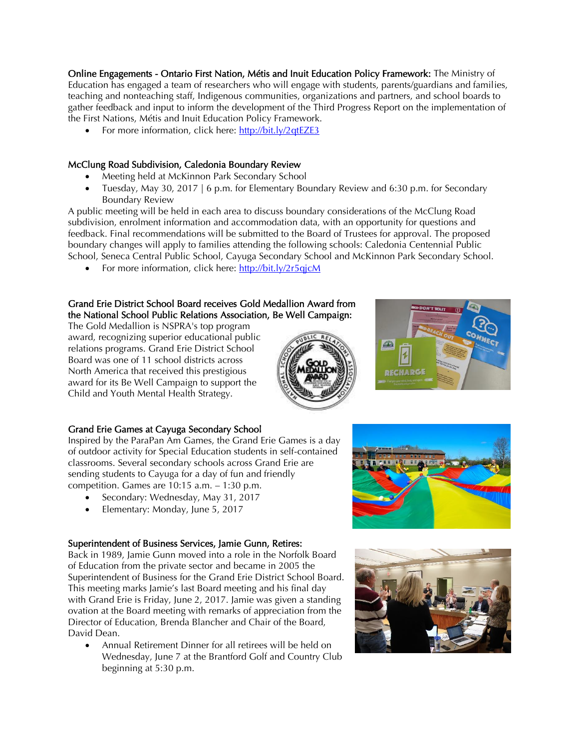**Online Engagements - Ontario First Nation, Métis and Inuit Education Policy Framework:** The Ministry of Education has engaged a team of researchers who will engage with students, parents/guardians and families, teaching and nonteaching staff, Indigenous communities, organizations and partners, and school boards to gather feedback and input to inform the development of the Third Progress Report on the implementation of the First Nations, Métis and Inuit Education Policy Framework.

- For more information, click here: http://bit.ly/2qtEZE3

**McClung Road Subdivision, Caledonia Boundary Review**

- Meeting held at McKinnon Park Secondary School
- Tuesday, May 30, 2017 | 6 p.m. for Elementary Boundary Review and 6:30 p.m. for Secondary Boundary Review

A public meeting will be held in each area to discuss boundary considerations of the McClung Road subdivision, enrolment information and accommodation data, with an opportunity for questions and feedback. Final recommendations will be submitted to the Board of Trustees for approval. The proposed boundary changes will apply to families attending the following schools: Caledonia Centennial Public School, Seneca Central Public School, Cayuga Secondary School and McKinnon Park Secondary School.

- For more information, click here: http://bit.ly/2r5qjcM

**Grand Erie District School Board receives Gold Medallion Award from the National School Public Relations Association, Be Well Campaign:**
The Gold Medallion is NSPRA's top program award, recognizing superior educational public relations programs. Grand Erie District School Board was one of 11 school districts across North America that received this prestigious award for its Be Well Campaign to support the Child and Youth Mental Health Strategy.

**Grand Erie Games at Cayuga Secondary School**
Inspired by the ParaPan Am Games, the Grand Erie Games is a day of outdoor activity for Special Education students in self-contained classrooms. Several secondary schools across Grand Erie are sending students to Cayuga for a day of fun and friendly competition. Games are 10:15 a.m. – 1:30 p.m.

- Secondary: Wednesday, May 31, 2017
- Elementary: Monday, June 5, 2017

**Superintendent of Business Services, Jamie Gunn, Retires:**
Back in 1989, Jamie Gunn moved into a role in the Norfolk Board of Education from the private sector and became in 2005 the Superintendent of Business for the Grand Erie District School Board. This meeting marks Jamie's last Board meeting and his final day with Grand Erie is Friday, June 2, 2017. Jamie was given a standing ovation at the Board meeting with remarks of appreciation from the Director of Education, Brenda Blancher and Chair of the Board, David Dean.

- Annual Retirement Dinner for all retirees will be held on Wednesday, June 7 at the Brantford Golf and Country Club beginning at 5:30 p.m.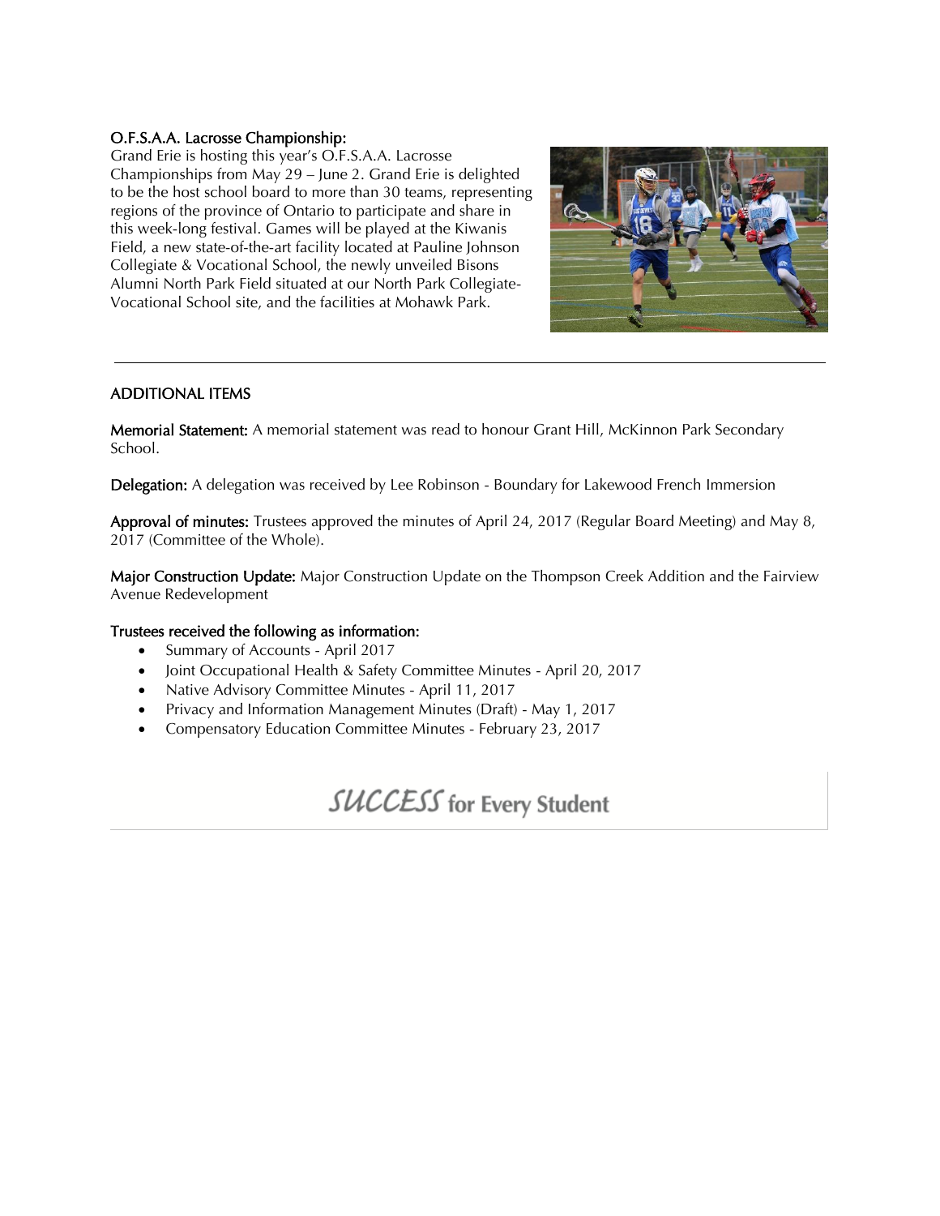### O.F.S.A.A. Lacrosse Championship:

Grand Erie is hosting this year's O.F.S.A.A. Lacrosse Championships from May 29 – June 2. Grand Erie is delighted to be the host school board to more than 30 teams, representing regions of the province of Ontario to participate and share in this week-long festival. Games will be played at the Kiwanis Field, a new state-of-the-art facility located at Pauline Johnson Collegiate & Vocational School, the newly unveiled Bisons Alumni North Park Field situated at our North Park Collegiate-Vocational School site, and the facilities at Mohawk Park.

---

## ADDITIONAL ITEMS

**Memorial Statement:** A memorial statement was read to honour Grant Hill, McKinnon Park Secondary School.

**Delegation:** A delegation was received by Lee Robinson - Boundary for Lakewood French Immersion

**Approval of minutes:** Trustees approved the minutes of April 24, 2017 (Regular Board Meeting) and May 8, 2017 (Committee of the Whole).

**Major Construction Update:** Major Construction Update on the Thompson Creek Addition and the Fairview Avenue Redevelopment

**Trustees received the following as information:**

- Summary of Accounts - April 2017
- Joint Occupational Health & Safety Committee Minutes - April 20, 2017
- Native Advisory Committee Minutes - April 11, 2017
- Privacy and Information Management Minutes (Draft) - May 1, 2017
- Compensatory Education Committee Minutes - February 23, 2017

*SUCCESS* for Every Student